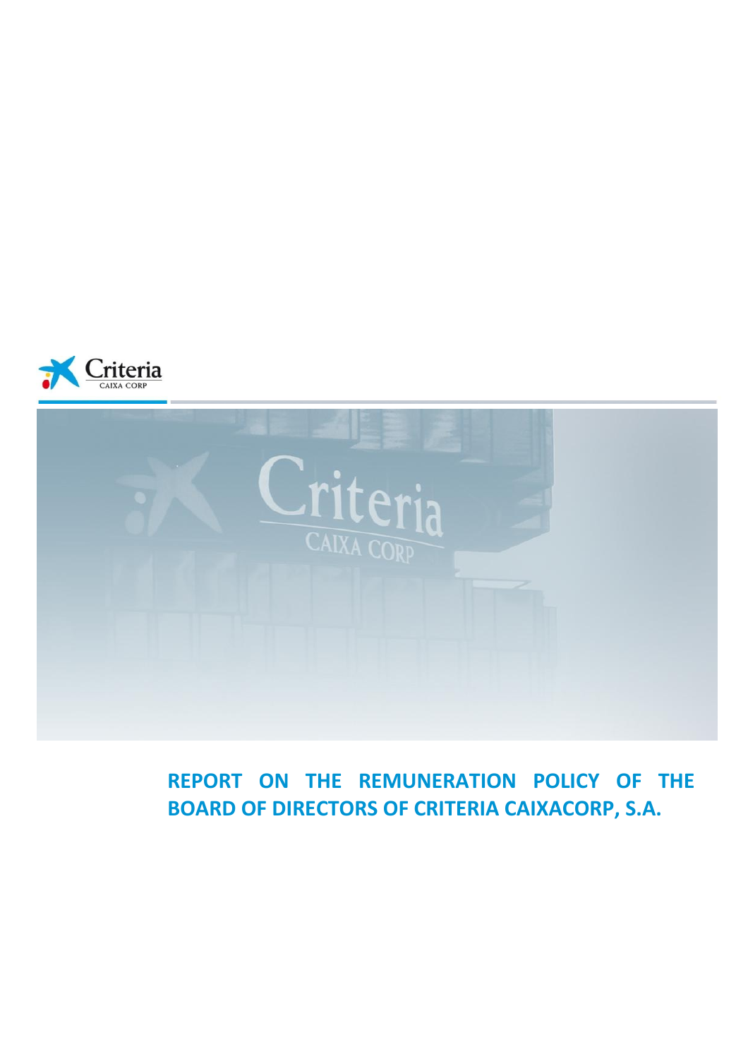# REPORT ON THE REMUNERATION POLICY OF THE BOARD OF DIRECTORS OF CRITERIA CAIXACORP, S.A.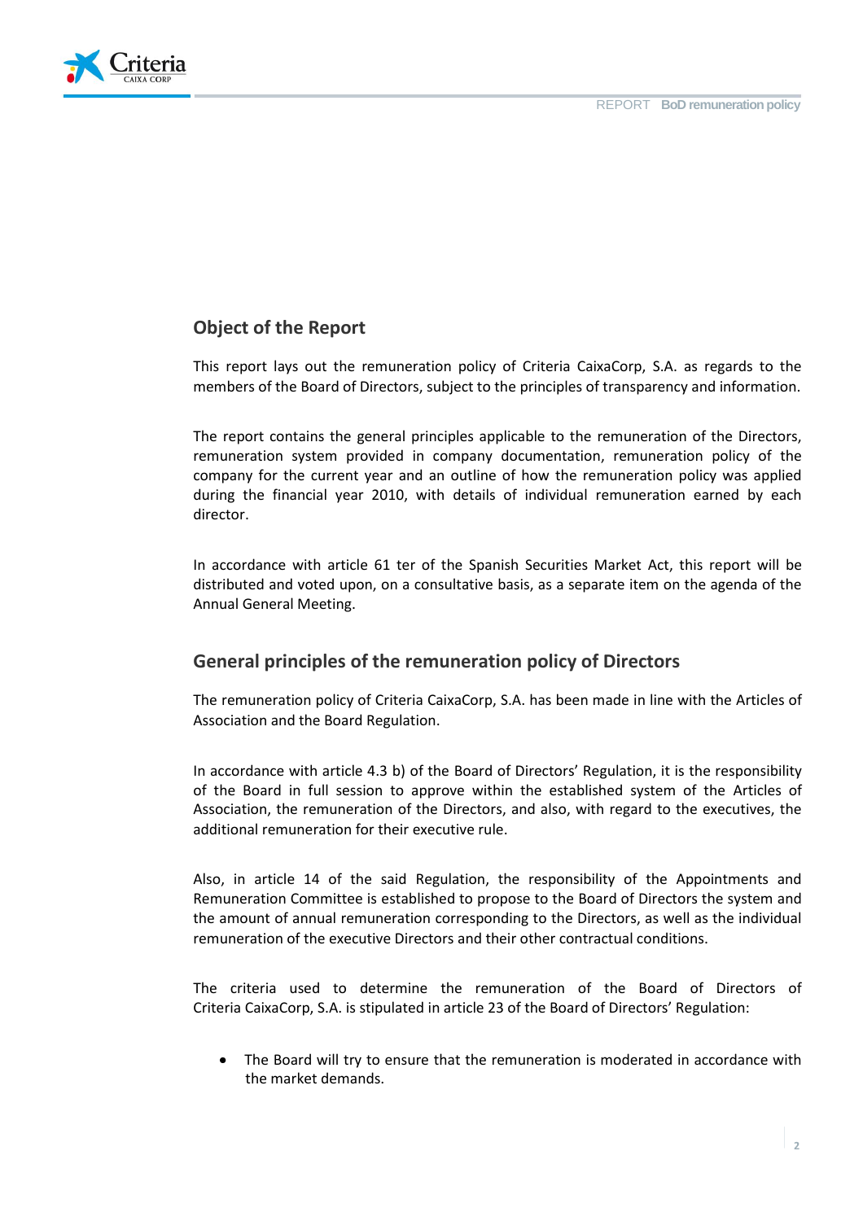## Object of the Report

This report lays out the remuneration policy of Criteria CaixaCorp, S.A. as regards to the members of the Board of Directors, subject to the principles of transparency and information.

The report contains the general principles applicable to the remuneration of the Directors, remuneration system provided in company documentation, remuneration policy of the company for the current year and an outline of how the remuneration policy was applied during the financial year 2010, with details of individual remuneration earned by each director.

In accordance with article 61 ter of the Spanish Securities Market Act, this report will be distributed and voted upon, on a consultative basis, as a separate item on the agenda of the Annual General Meeting.

## General principles of the remuneration policy of Directors

The remuneration policy of Criteria CaixaCorp, S.A. has been made in line with the Articles of Association and the Board Regulation.

In accordance with article 4.3 b) of the Board of Directors' Regulation, it is the responsibility of the Board in full session to approve within the established system of the Articles of Association, the remuneration of the Directors, and also, with regard to the executives, the additional remuneration for their executive rule.

Also, in article 14 of the said Regulation, the responsibility of the Appointments and Remuneration Committee is established to propose to the Board of Directors the system and the amount of annual remuneration corresponding to the Directors, as well as the individual remuneration of the executive Directors and their other contractual conditions.

The criteria used to determine the remuneration of the Board of Directors of Criteria CaixaCorp, S.A. is stipulated in article 23 of the Board of Directors' Regulation:

- The Board will try to ensure that the remuneration is moderated in accordance with the market demands.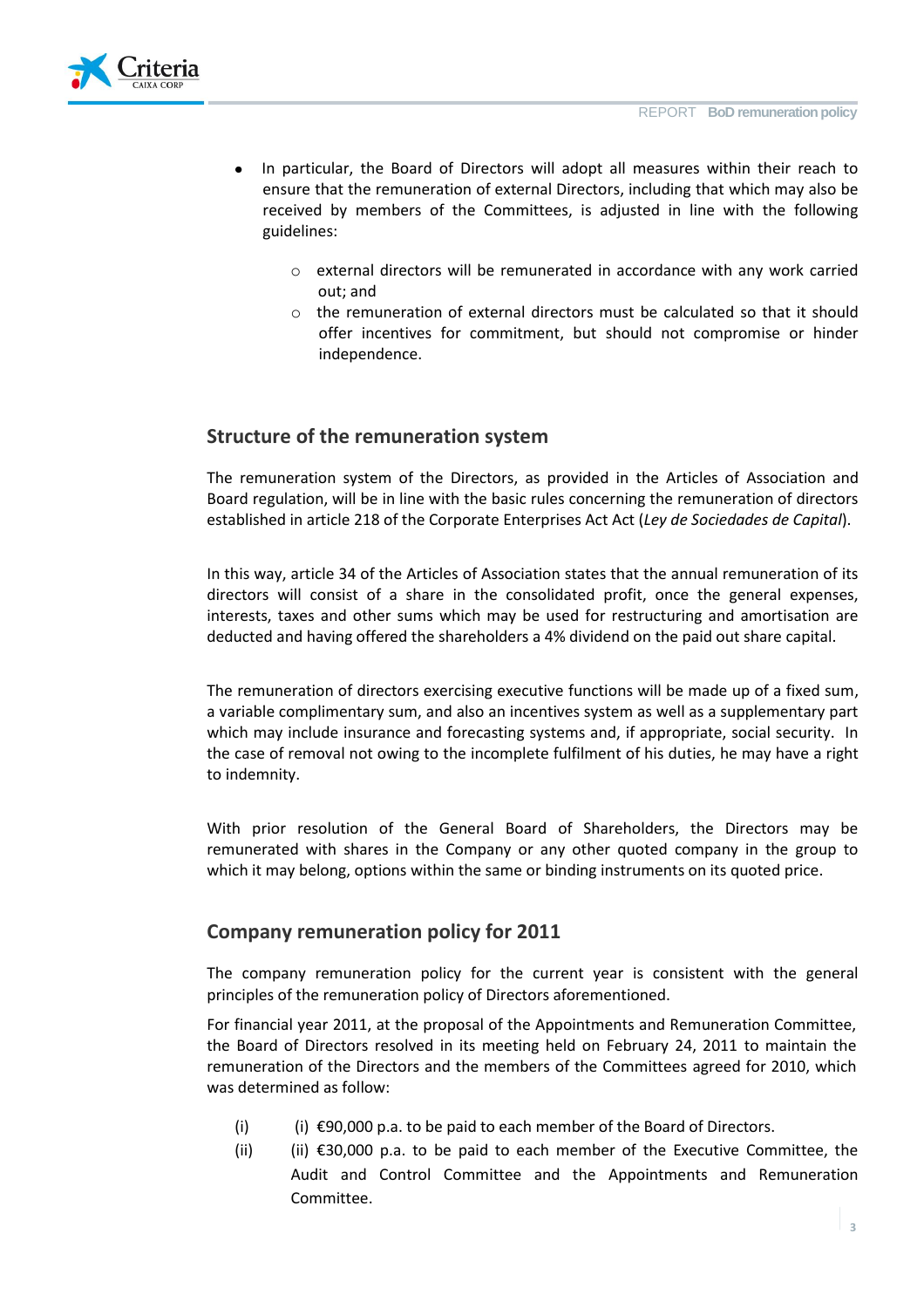- In particular, the Board of Directors will adopt all measures within their reach to ensure that the remuneration of external Directors, including that which may also be received by members of the Committees, is adjusted in line with the following guidelines:

    - external directors will be remunerated in accordance with any work carried out; and
    - the remuneration of external directors must be calculated so that it should offer incentives for commitment, but should not compromise or hinder independence.

## Structure of the remuneration system

The remuneration system of the Directors, as provided in the Articles of Association and Board regulation, will be in line with the basic rules concerning the remuneration of directors established in article 218 of the Corporate Enterprises Act Act (*Ley de Sociedades de Capital*).

In this way, article 34 of the Articles of Association states that the annual remuneration of its directors will consist of a share in the consolidated profit, once the general expenses, interests, taxes and other sums which may be used for restructuring and amortisation are deducted and having offered the shareholders a 4% dividend on the paid out share capital.

The remuneration of directors exercising executive functions will be made up of a fixed sum, a variable complimentary sum, and also an incentives system as well as a supplementary part which may include insurance and forecasting systems and, if appropriate, social security. In the case of removal not owing to the incomplete fulfilment of his duties, he may have a right to indemnity.

With prior resolution of the General Board of Shareholders, the Directors may be remunerated with shares in the Company or any other quoted company in the group to which it may belong, options within the same or binding instruments on its quoted price.

## Company remuneration policy for 2011

The company remuneration policy for the current year is consistent with the general principles of the remuneration policy of Directors aforementioned.

For financial year 2011, at the proposal of the Appointments and Remuneration Committee, the Board of Directors resolved in its meeting held on February 24, 2011 to maintain the remuneration of the Directors and the members of the Committees agreed for 2010, which was determined as follow:

(i) (i) €90,000 p.a. to be paid to each member of the Board of Directors.

(ii) (ii) €30,000 p.a. to be paid to each member of the Executive Committee, the Audit and Control Committee and the Appointments and Remuneration Committee.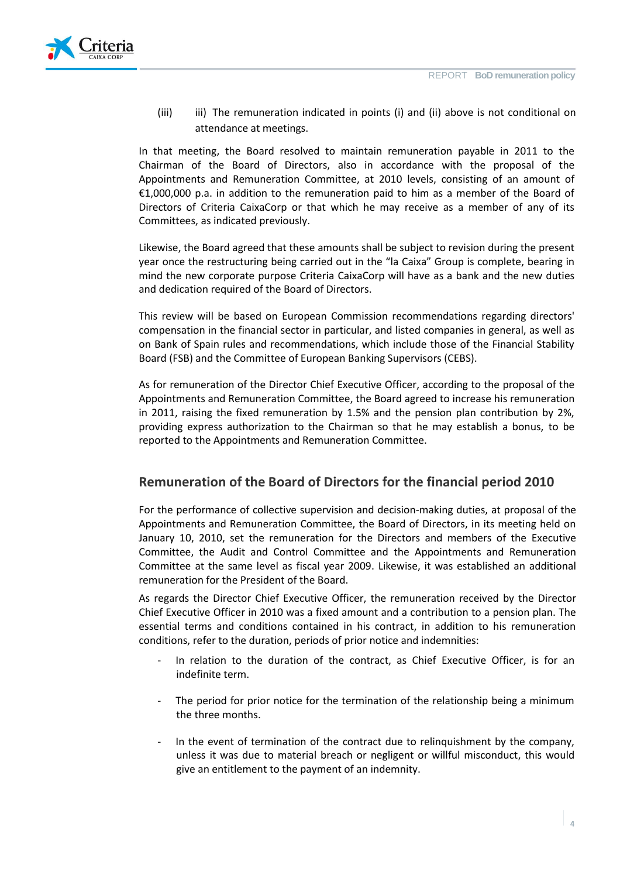(iii) iii) The remuneration indicated in points (i) and (ii) above is not conditional on attendance at meetings.

In that meeting, the Board resolved to maintain remuneration payable in 2011 to the Chairman of the Board of Directors, also in accordance with the proposal of the Appointments and Remuneration Committee, at 2010 levels, consisting of an amount of €1,000,000 p.a. in addition to the remuneration paid to him as a member of the Board of Directors of Criteria CaixaCorp or that which he may receive as a member of any of its Committees, as indicated previously.

Likewise, the Board agreed that these amounts shall be subject to revision during the present year once the restructuring being carried out in the "la Caixa" Group is complete, bearing in mind the new corporate purpose Criteria CaixaCorp will have as a bank and the new duties and dedication required of the Board of Directors.

This review will be based on European Commission recommendations regarding directors' compensation in the financial sector in particular, and listed companies in general, as well as on Bank of Spain rules and recommendations, which include those of the Financial Stability Board (FSB) and the Committee of European Banking Supervisors (CEBS).

As for remuneration of the Director Chief Executive Officer, according to the proposal of the Appointments and Remuneration Committee, the Board agreed to increase his remuneration in 2011, raising the fixed remuneration by 1.5% and the pension plan contribution by 2%, providing express authorization to the Chairman so that he may establish a bonus, to be reported to the Appointments and Remuneration Committee.

## Remuneration of the Board of Directors for the financial period 2010

For the performance of collective supervision and decision-making duties, at proposal of the Appointments and Remuneration Committee, the Board of Directors, in its meeting held on January 10, 2010, set the remuneration for the Directors and members of the Executive Committee, the Audit and Control Committee and the Appointments and Remuneration Committee at the same level as fiscal year 2009. Likewise, it was established an additional remuneration for the President of the Board.

As regards the Director Chief Executive Officer, the remuneration received by the Director Chief Executive Officer in 2010 was a fixed amount and a contribution to a pension plan. The essential terms and conditions contained in his contract, in addition to his remuneration conditions, refer to the duration, periods of prior notice and indemnities:

- In relation to the duration of the contract, as Chief Executive Officer, is for an indefinite term.
- The period for prior notice for the termination of the relationship being a minimum the three months.
- In the event of termination of the contract due to relinquishment by the company, unless it was due to material breach or negligent or willful misconduct, this would give an entitlement to the payment of an indemnity.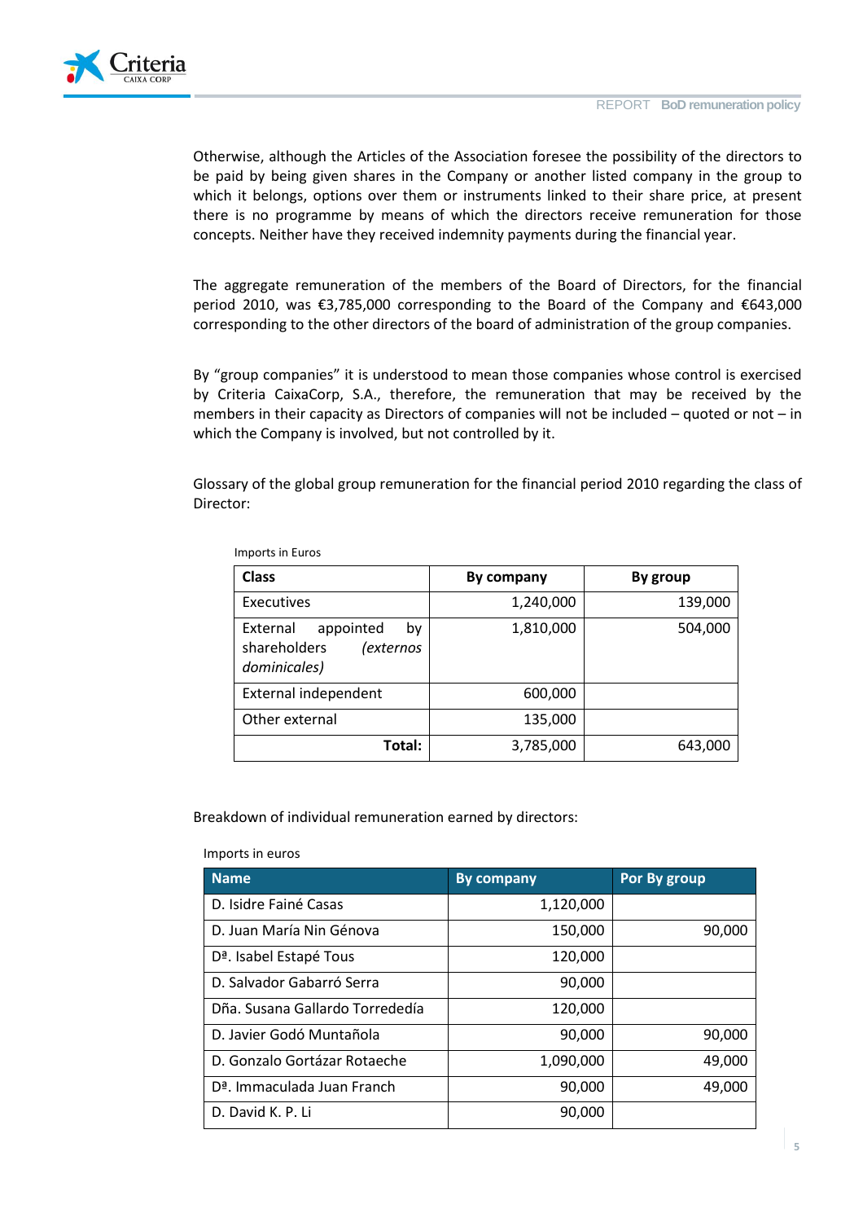Otherwise, although the Articles of the Association foresee the possibility of the directors to be paid by being given shares in the Company or another listed company in the group to which it belongs, options over them or instruments linked to their share price, at present there is no programme by means of which the directors receive remuneration for those concepts. Neither have they received indemnity payments during the financial year.

The aggregate remuneration of the members of the Board of Directors, for the financial period 2010, was €3,785,000 corresponding to the Board of the Company and €643,000 corresponding to the other directors of the board of administration of the group companies.

By "group companies" it is understood to mean those companies whose control is exercised by Criteria CaixaCorp, S.A., therefore, the remuneration that may be received by the members in their capacity as Directors of companies will not be included – quoted or not – in which the Company is involved, but not controlled by it.

Glossary of the global group remuneration for the financial period 2010 regarding the class of Director:

Imports in Euros

| Class | By company | By group |
|---|---|---|
| Executives | 1,240,000 | 139,000 |
| External appointed by shareholders *(externos dominicales)* | 1,810,000 | 504,000 |
| External independent | 600,000 | |
| Other external | 135,000 | |
| **Total:** | 3,785,000 | 643,000 |

Breakdown of individual remuneration earned by directors:

Imports in euros

| Name | By company | Por By group |
|---|---|---|
| D. Isidre Fainé Casas | 1,120,000 | |
| D. Juan María Nin Génova | 150,000 | 90,000 |
| Dª. Isabel Estapé Tous | 120,000 | |
| D. Salvador Gabarró Serra | 90,000 | |
| Dña. Susana Gallardo Torrededía | 120,000 | |
| D. Javier Godó Muntañola | 90,000 | 90,000 |
| D. Gonzalo Gortázar Rotaeche | 1,090,000 | 49,000 |
| Dª. Immaculada Juan Franch | 90,000 | 49,000 |
| D. David K. P. Li | 90,000 | |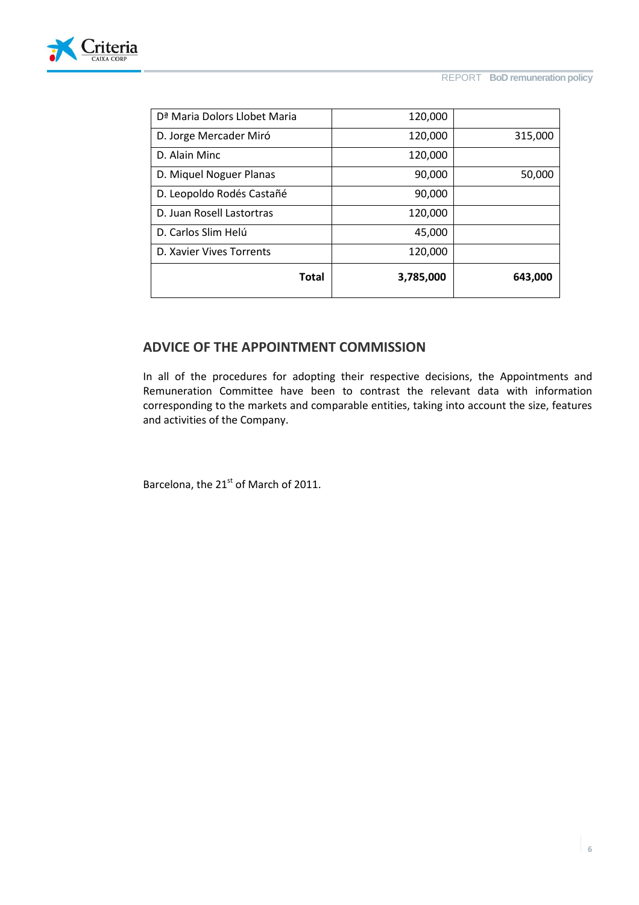| | | |
|---|---:|---:|
| Dª Maria Dolors Llobet Maria | 120,000 | |
| D. Jorge Mercader Miró | 120,000 | 315,000 |
| D. Alain Minc | 120,000 | |
| D. Miquel Noguer Planas | 90,000 | 50,000 |
| D. Leopoldo Rodés Castañé | 90,000 | |
| D. Juan Rosell Lastortras | 120,000 | |
| D. Carlos Slim Helú | 45,000 | |
| D. Xavier Vives Torrents | 120,000 | |
| **Total** | **3,785,000** | **643,000** |

## ADVICE OF THE APPOINTMENT COMMISSION

In all of the procedures for adopting their respective decisions, the Appointments and Remuneration Committee have been to contrast the relevant data with information corresponding to the markets and comparable entities, taking into account the size, features and activities of the Company.

Barcelona, the 21st of March of 2011.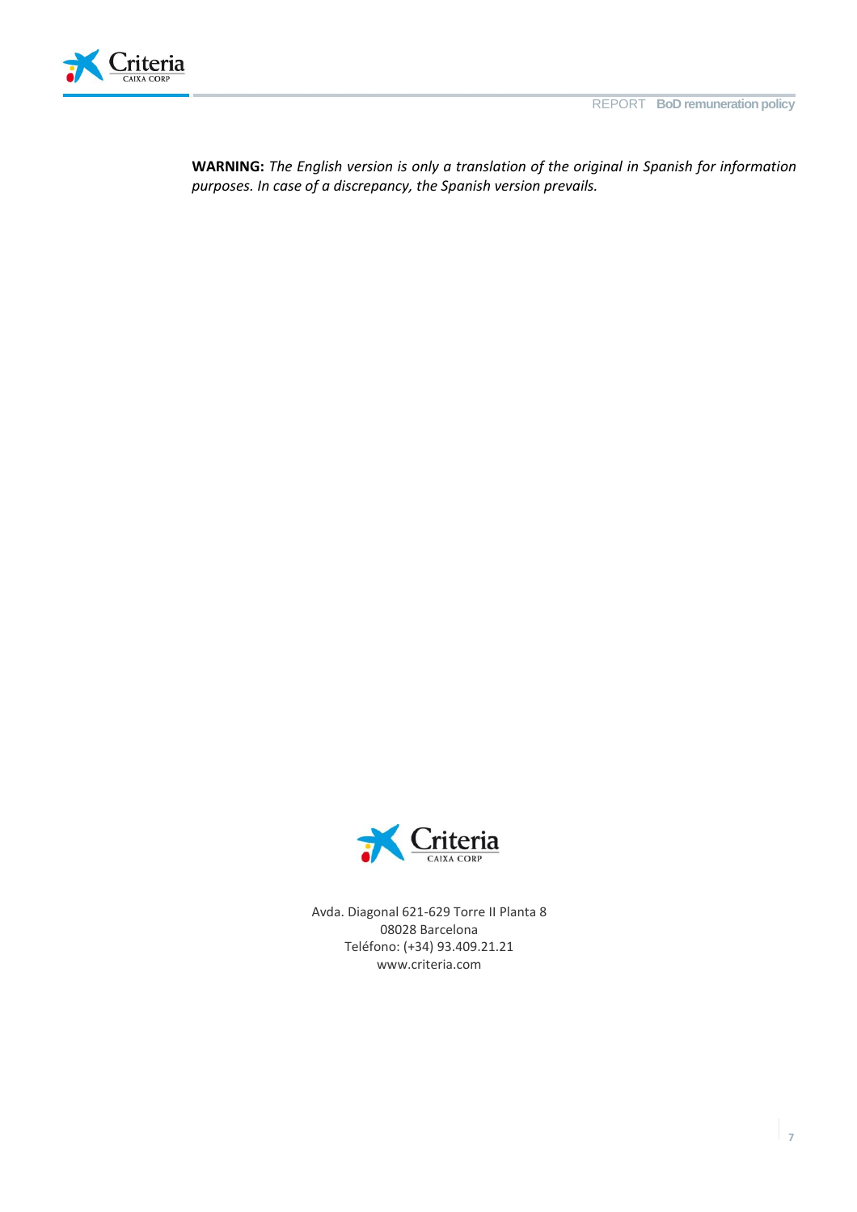**WARNING:** *The English version is only a translation of the original in Spanish for information purposes. In case of a discrepancy, the Spanish version prevails.*

Criteria
CAIXA CORP

Avda. Diagonal 621-629 Torre II Planta 8
08028 Barcelona
Teléfono: (+34) 93.409.21.21
www.criteria.com